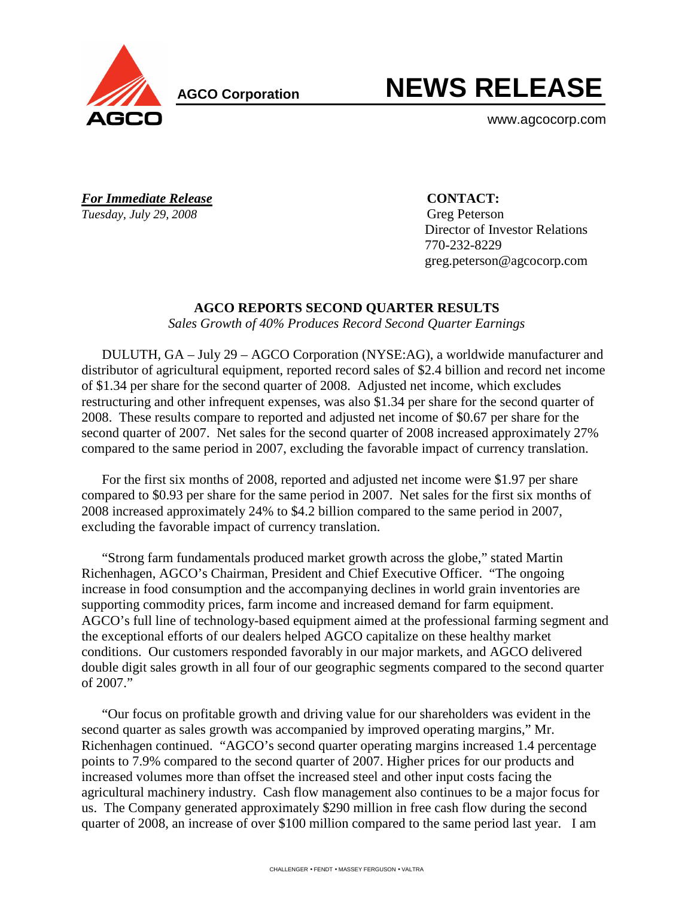**AGCO Corporation**

# NEWS RELEASE

www.agcocorp.com

***For Immediate Release***
*Tuesday, July 29, 2008*

**CONTACT:**
Greg Peterson
Director of Investor Relations
770-232-8229
greg.peterson@agcocorp.com

## AGCO REPORTS SECOND QUARTER RESULTS

*Sales Growth of 40% Produces Record Second Quarter Earnings*

DULUTH, GA – July 29 – AGCO Corporation (NYSE:AG), a worldwide manufacturer and distributor of agricultural equipment, reported record sales of $2.4 billion and record net income of $1.34 per share for the second quarter of 2008. Adjusted net income, which excludes restructuring and other infrequent expenses, was also $1.34 per share for the second quarter of 2008. These results compare to reported and adjusted net income of $0.67 per share for the second quarter of 2007. Net sales for the second quarter of 2008 increased approximately 27% compared to the same period in 2007, excluding the favorable impact of currency translation.

For the first six months of 2008, reported and adjusted net income were $1.97 per share compared to $0.93 per share for the same period in 2007. Net sales for the first six months of 2008 increased approximately 24% to $4.2 billion compared to the same period in 2007, excluding the favorable impact of currency translation.

"Strong farm fundamentals produced market growth across the globe," stated Martin Richenhagen, AGCO's Chairman, President and Chief Executive Officer. "The ongoing increase in food consumption and the accompanying declines in world grain inventories are supporting commodity prices, farm income and increased demand for farm equipment. AGCO's full line of technology-based equipment aimed at the professional farming segment and the exceptional efforts of our dealers helped AGCO capitalize on these healthy market conditions. Our customers responded favorably in our major markets, and AGCO delivered double digit sales growth in all four of our geographic segments compared to the second quarter of 2007."

"Our focus on profitable growth and driving value for our shareholders was evident in the second quarter as sales growth was accompanied by improved operating margins," Mr. Richenhagen continued. "AGCO's second quarter operating margins increased 1.4 percentage points to 7.9% compared to the second quarter of 2007. Higher prices for our products and increased volumes more than offset the increased steel and other input costs facing the agricultural machinery industry. Cash flow management also continues to be a major focus for us. The Company generated approximately $290 million in free cash flow during the second quarter of 2008, an increase of over $100 million compared to the same period last year. I am

CHALLENGER • FENDT • MASSEY FERGUSON • VALTRA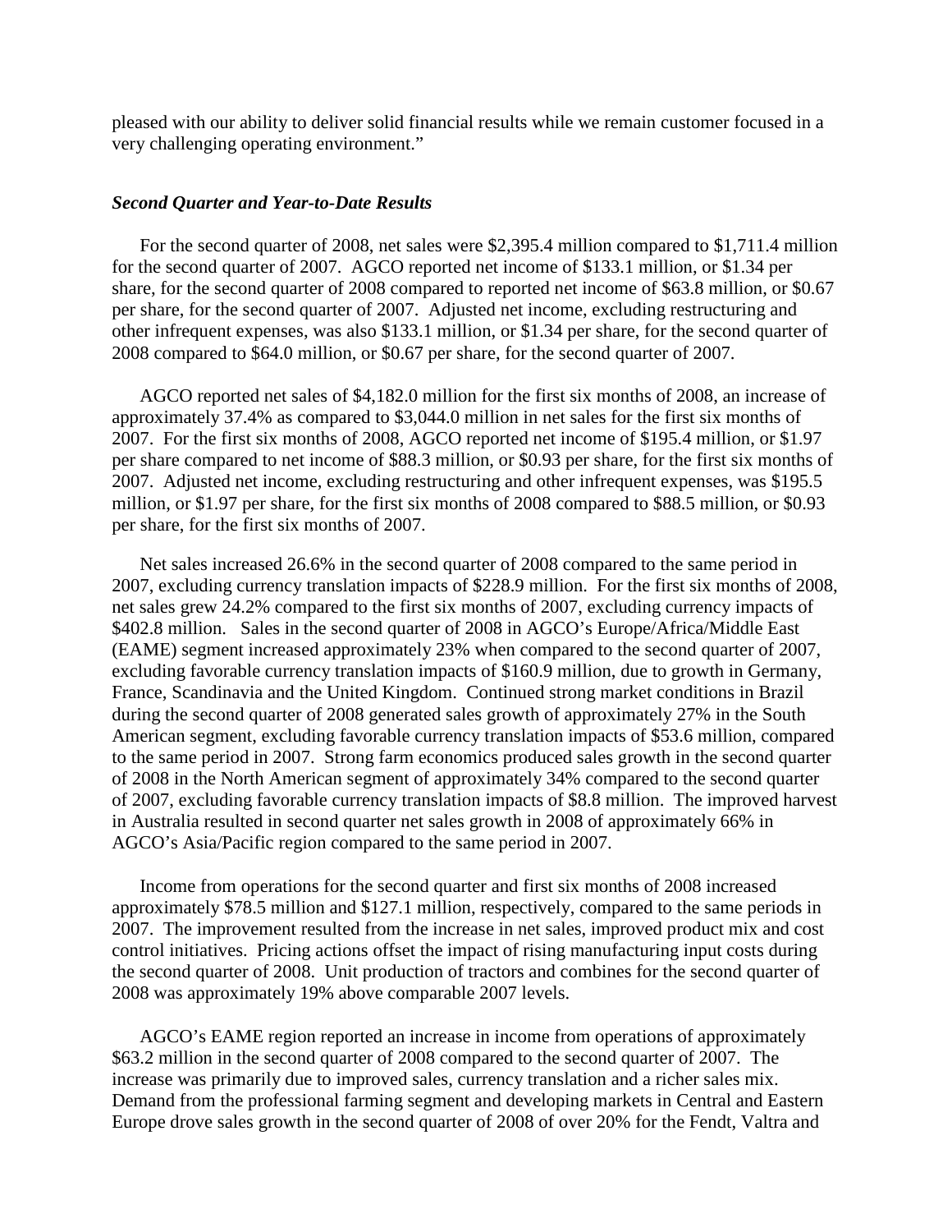pleased with our ability to deliver solid financial results while we remain customer focused in a very challenging operating environment."

***Second Quarter and Year-to-Date Results***

For the second quarter of 2008, net sales were $2,395.4 million compared to $1,711.4 million for the second quarter of 2007. AGCO reported net income of $133.1 million, or $1.34 per share, for the second quarter of 2008 compared to reported net income of $63.8 million, or $0.67 per share, for the second quarter of 2007. Adjusted net income, excluding restructuring and other infrequent expenses, was also $133.1 million, or $1.34 per share, for the second quarter of 2008 compared to $64.0 million, or $0.67 per share, for the second quarter of 2007.

AGCO reported net sales of $4,182.0 million for the first six months of 2008, an increase of approximately 37.4% as compared to $3,044.0 million in net sales for the first six months of 2007. For the first six months of 2008, AGCO reported net income of $195.4 million, or $1.97 per share compared to net income of $88.3 million, or $0.93 per share, for the first six months of 2007. Adjusted net income, excluding restructuring and other infrequent expenses, was $195.5 million, or $1.97 per share, for the first six months of 2008 compared to $88.5 million, or $0.93 per share, for the first six months of 2007.

Net sales increased 26.6% in the second quarter of 2008 compared to the same period in 2007, excluding currency translation impacts of $228.9 million. For the first six months of 2008, net sales grew 24.2% compared to the first six months of 2007, excluding currency impacts of $402.8 million. Sales in the second quarter of 2008 in AGCO's Europe/Africa/Middle East (EAME) segment increased approximately 23% when compared to the second quarter of 2007, excluding favorable currency translation impacts of $160.9 million, due to growth in Germany, France, Scandinavia and the United Kingdom. Continued strong market conditions in Brazil during the second quarter of 2008 generated sales growth of approximately 27% in the South American segment, excluding favorable currency translation impacts of $53.6 million, compared to the same period in 2007. Strong farm economics produced sales growth in the second quarter of 2008 in the North American segment of approximately 34% compared to the second quarter of 2007, excluding favorable currency translation impacts of $8.8 million. The improved harvest in Australia resulted in second quarter net sales growth in 2008 of approximately 66% in AGCO's Asia/Pacific region compared to the same period in 2007.

Income from operations for the second quarter and first six months of 2008 increased approximately $78.5 million and $127.1 million, respectively, compared to the same periods in 2007. The improvement resulted from the increase in net sales, improved product mix and cost control initiatives. Pricing actions offset the impact of rising manufacturing input costs during the second quarter of 2008. Unit production of tractors and combines for the second quarter of 2008 was approximately 19% above comparable 2007 levels.

AGCO's EAME region reported an increase in income from operations of approximately $63.2 million in the second quarter of 2008 compared to the second quarter of 2007. The increase was primarily due to improved sales, currency translation and a richer sales mix. Demand from the professional farming segment and developing markets in Central and Eastern Europe drove sales growth in the second quarter of 2008 of over 20% for the Fendt, Valtra and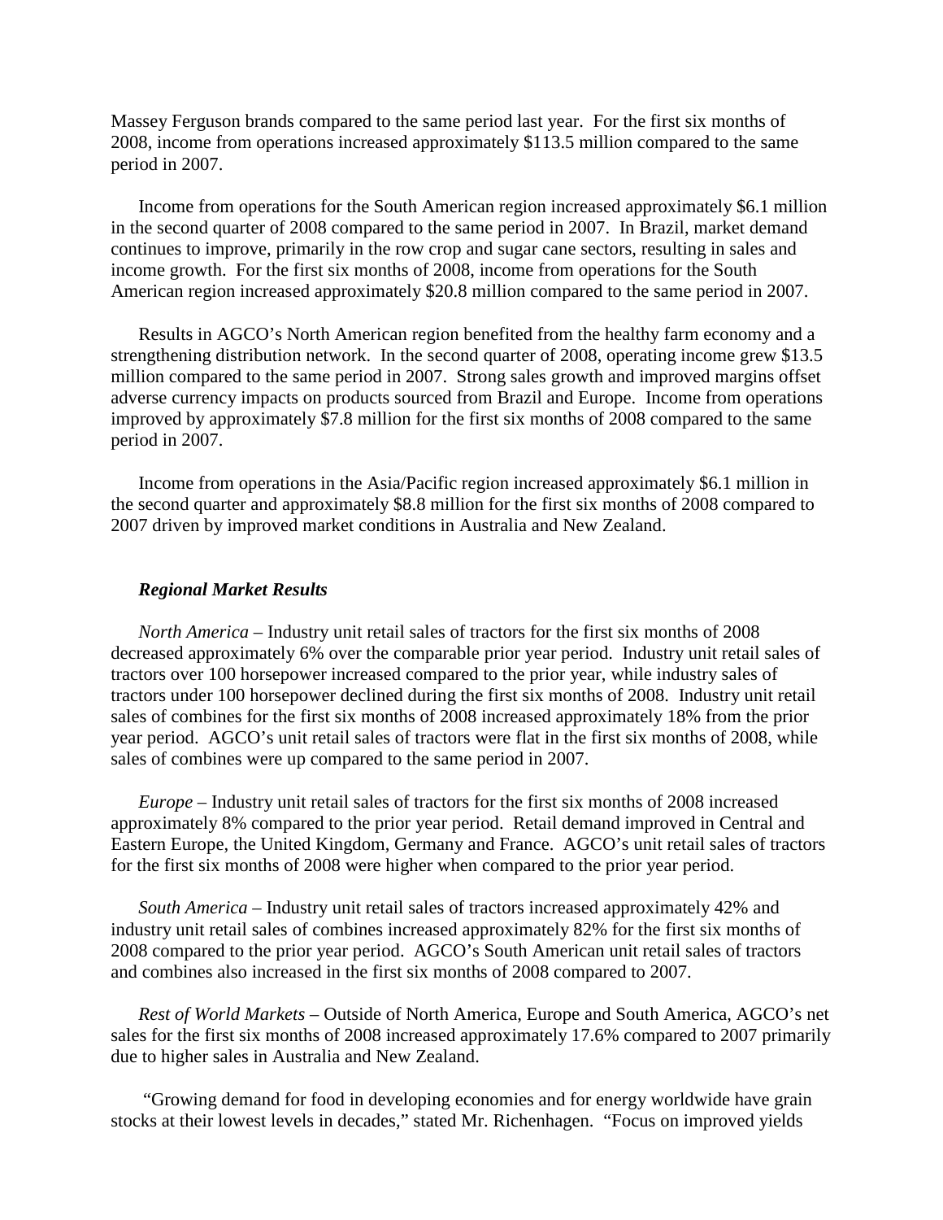Massey Ferguson brands compared to the same period last year. For the first six months of 2008, income from operations increased approximately $113.5 million compared to the same period in 2007.

Income from operations for the South American region increased approximately $6.1 million in the second quarter of 2008 compared to the same period in 2007. In Brazil, market demand continues to improve, primarily in the row crop and sugar cane sectors, resulting in sales and income growth. For the first six months of 2008, income from operations for the South American region increased approximately $20.8 million compared to the same period in 2007.

Results in AGCO's North American region benefited from the healthy farm economy and a strengthening distribution network. In the second quarter of 2008, operating income grew $13.5 million compared to the same period in 2007. Strong sales growth and improved margins offset adverse currency impacts on products sourced from Brazil and Europe. Income from operations improved by approximately $7.8 million for the first six months of 2008 compared to the same period in 2007.

Income from operations in the Asia/Pacific region increased approximately $6.1 million in the second quarter and approximately $8.8 million for the first six months of 2008 compared to 2007 driven by improved market conditions in Australia and New Zealand.

### *Regional Market Results*

*North America* – Industry unit retail sales of tractors for the first six months of 2008 decreased approximately 6% over the comparable prior year period. Industry unit retail sales of tractors over 100 horsepower increased compared to the prior year, while industry sales of tractors under 100 horsepower declined during the first six months of 2008. Industry unit retail sales of combines for the first six months of 2008 increased approximately 18% from the prior year period. AGCO's unit retail sales of tractors were flat in the first six months of 2008, while sales of combines were up compared to the same period in 2007.

*Europe* – Industry unit retail sales of tractors for the first six months of 2008 increased approximately 8% compared to the prior year period. Retail demand improved in Central and Eastern Europe, the United Kingdom, Germany and France. AGCO's unit retail sales of tractors for the first six months of 2008 were higher when compared to the prior year period.

*South America* – Industry unit retail sales of tractors increased approximately 42% and industry unit retail sales of combines increased approximately 82% for the first six months of 2008 compared to the prior year period. AGCO's South American unit retail sales of tractors and combines also increased in the first six months of 2008 compared to 2007.

*Rest of World Markets* – Outside of North America, Europe and South America, AGCO's net sales for the first six months of 2008 increased approximately 17.6% compared to 2007 primarily due to higher sales in Australia and New Zealand.

"Growing demand for food in developing economies and for energy worldwide have grain stocks at their lowest levels in decades," stated Mr. Richenhagen. "Focus on improved yields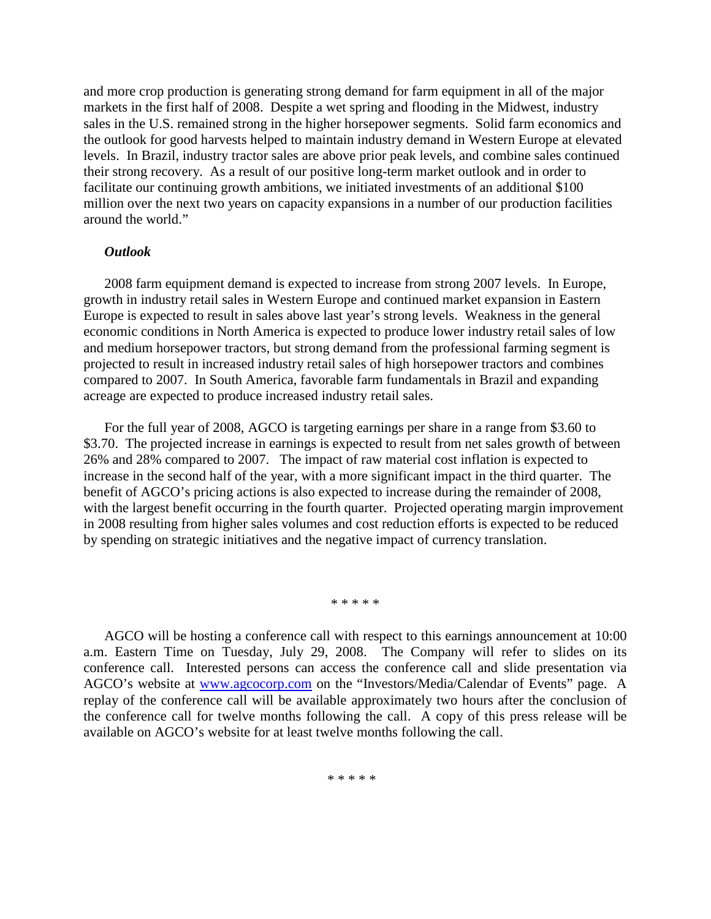and more crop production is generating strong demand for farm equipment in all of the major markets in the first half of 2008. Despite a wet spring and flooding in the Midwest, industry sales in the U.S. remained strong in the higher horsepower segments. Solid farm economics and the outlook for good harvests helped to maintain industry demand in Western Europe at elevated levels. In Brazil, industry tractor sales are above prior peak levels, and combine sales continued their strong recovery. As a result of our positive long-term market outlook and in order to facilitate our continuing growth ambitions, we initiated investments of an additional $100 million over the next two years on capacity expansions in a number of our production facilities around the world."

***Outlook***

2008 farm equipment demand is expected to increase from strong 2007 levels. In Europe, growth in industry retail sales in Western Europe and continued market expansion in Eastern Europe is expected to result in sales above last year's strong levels. Weakness in the general economic conditions in North America is expected to produce lower industry retail sales of low and medium horsepower tractors, but strong demand from the professional farming segment is projected to result in increased industry retail sales of high horsepower tractors and combines compared to 2007. In South America, favorable farm fundamentals in Brazil and expanding acreage are expected to produce increased industry retail sales.

For the full year of 2008, AGCO is targeting earnings per share in a range from $3.60 to $3.70. The projected increase in earnings is expected to result from net sales growth of between 26% and 28% compared to 2007. The impact of raw material cost inflation is expected to increase in the second half of the year, with a more significant impact in the third quarter. The benefit of AGCO's pricing actions is also expected to increase during the remainder of 2008, with the largest benefit occurring in the fourth quarter. Projected operating margin improvement in 2008 resulting from higher sales volumes and cost reduction efforts is expected to be reduced by spending on strategic initiatives and the negative impact of currency translation.

\* \* \* \* \*

AGCO will be hosting a conference call with respect to this earnings announcement at 10:00 a.m. Eastern Time on Tuesday, July 29, 2008. The Company will refer to slides on its conference call. Interested persons can access the conference call and slide presentation via AGCO's website at www.agcocorp.com on the "Investors/Media/Calendar of Events" page. A replay of the conference call will be available approximately two hours after the conclusion of the conference call for twelve months following the call. A copy of this press release will be available on AGCO's website for at least twelve months following the call.

\* \* \* \* \*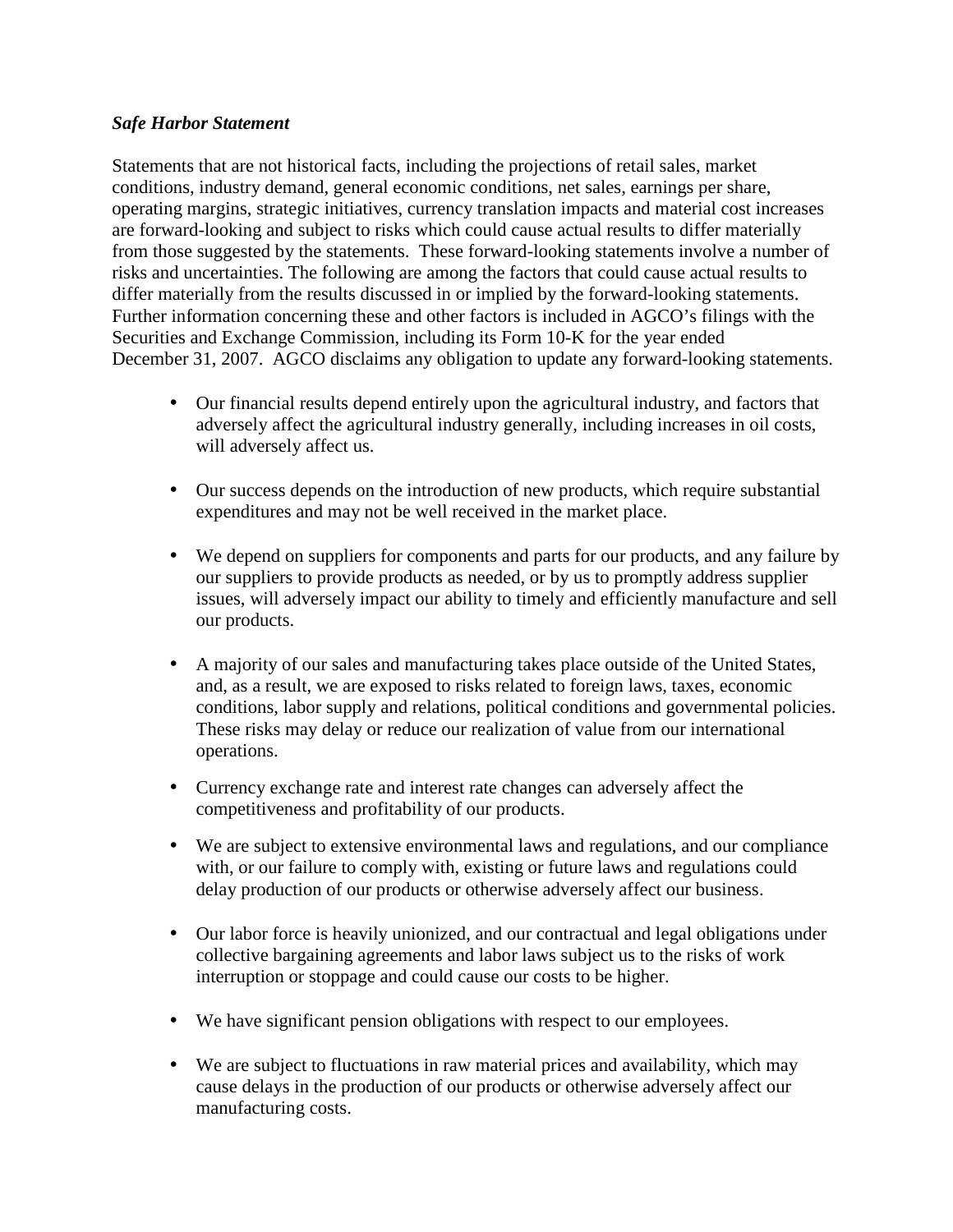***Safe Harbor Statement***

Statements that are not historical facts, including the projections of retail sales, market conditions, industry demand, general economic conditions, net sales, earnings per share, operating margins, strategic initiatives, currency translation impacts and material cost increases are forward-looking and subject to risks which could cause actual results to differ materially from those suggested by the statements. These forward-looking statements involve a number of risks and uncertainties. The following are among the factors that could cause actual results to differ materially from the results discussed in or implied by the forward-looking statements. Further information concerning these and other factors is included in AGCO's filings with the Securities and Exchange Commission, including its Form 10-K for the year ended December 31, 2007. AGCO disclaims any obligation to update any forward-looking statements.

- Our financial results depend entirely upon the agricultural industry, and factors that adversely affect the agricultural industry generally, including increases in oil costs, will adversely affect us.
- Our success depends on the introduction of new products, which require substantial expenditures and may not be well received in the market place.
- We depend on suppliers for components and parts for our products, and any failure by our suppliers to provide products as needed, or by us to promptly address supplier issues, will adversely impact our ability to timely and efficiently manufacture and sell our products.
- A majority of our sales and manufacturing takes place outside of the United States, and, as a result, we are exposed to risks related to foreign laws, taxes, economic conditions, labor supply and relations, political conditions and governmental policies. These risks may delay or reduce our realization of value from our international operations.
- Currency exchange rate and interest rate changes can adversely affect the competitiveness and profitability of our products.
- We are subject to extensive environmental laws and regulations, and our compliance with, or our failure to comply with, existing or future laws and regulations could delay production of our products or otherwise adversely affect our business.
- Our labor force is heavily unionized, and our contractual and legal obligations under collective bargaining agreements and labor laws subject us to the risks of work interruption or stoppage and could cause our costs to be higher.
- We have significant pension obligations with respect to our employees.
- We are subject to fluctuations in raw material prices and availability, which may cause delays in the production of our products or otherwise adversely affect our manufacturing costs.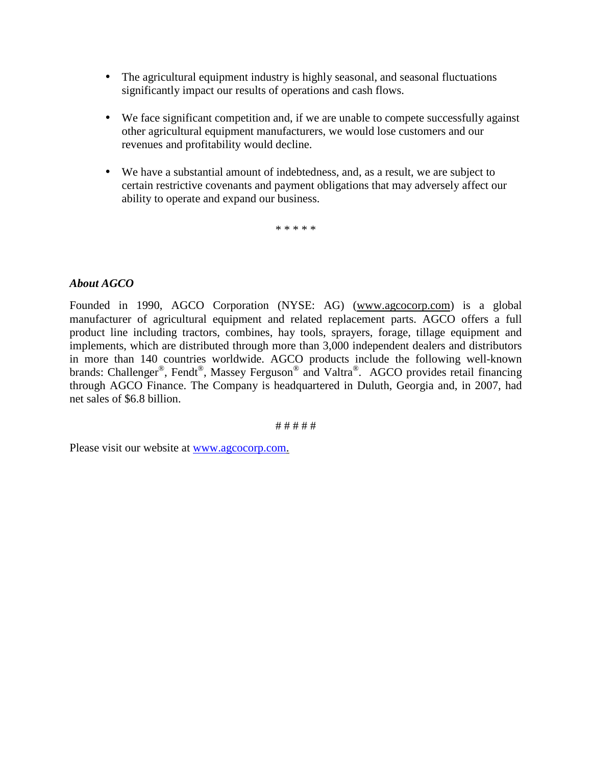- The agricultural equipment industry is highly seasonal, and seasonal fluctuations significantly impact our results of operations and cash flows.

- We face significant competition and, if we are unable to compete successfully against other agricultural equipment manufacturers, we would lose customers and our revenues and profitability would decline.

- We have a substantial amount of indebtedness, and, as a result, we are subject to certain restrictive covenants and payment obligations that may adversely affect our ability to operate and expand our business.

\* \* \* \* \*

***About AGCO***

Founded in 1990, AGCO Corporation (NYSE: AG) (www.agcocorp.com) is a global manufacturer of agricultural equipment and related replacement parts. AGCO offers a full product line including tractors, combines, hay tools, sprayers, forage, tillage equipment and implements, which are distributed through more than 3,000 independent dealers and distributors in more than 140 countries worldwide. AGCO products include the following well-known brands: Challenger®, Fendt®, Massey Ferguson® and Valtra®. AGCO provides retail financing through AGCO Finance. The Company is headquartered in Duluth, Georgia and, in 2007, had net sales of $6.8 billion.

# # # # #

Please visit our website at www.agcocorp.com.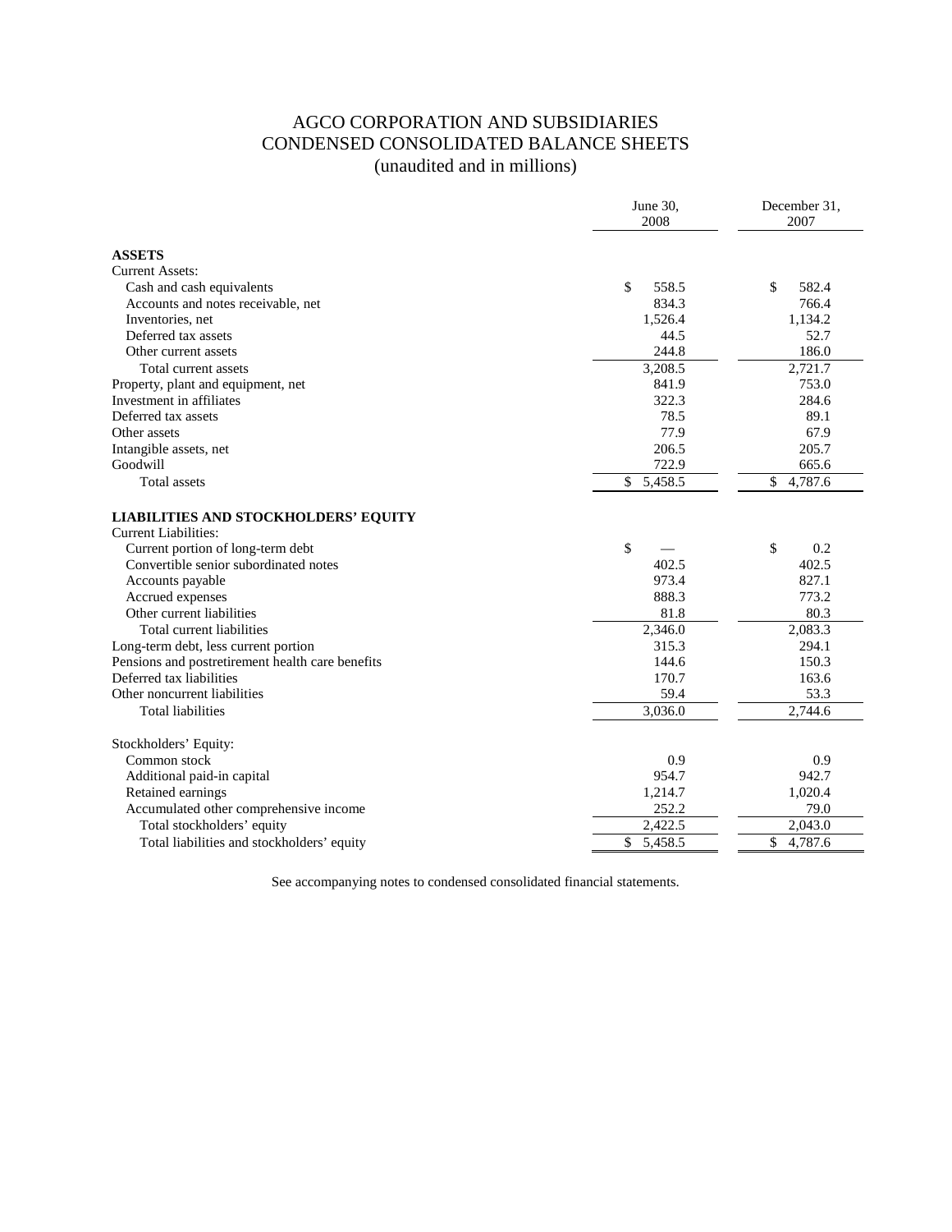# AGCO CORPORATION AND SUBSIDIARIES
## CONDENSED CONSOLIDATED BALANCE SHEETS
### (unaudited and in millions)

| | June 30, 2008 | December 31, 2007 |
|---|---|---|
| **ASSETS** | | |
| Current Assets: | | |
| Cash and cash equivalents | $ 558.5 | $ 582.4 |
| Accounts and notes receivable, net | 834.3 | 766.4 |
| Inventories, net | 1,526.4 | 1,134.2 |
| Deferred tax assets | 44.5 | 52.7 |
| Other current assets | 244.8 | 186.0 |
| Total current assets | 3,208.5 | 2,721.7 |
| Property, plant and equipment, net | 841.9 | 753.0 |
| Investment in affiliates | 322.3 | 284.6 |
| Deferred tax assets | 78.5 | 89.1 |
| Other assets | 77.9 | 67.9 |
| Intangible assets, net | 206.5 | 205.7 |
| Goodwill | 722.9 | 665.6 |
| Total assets | $ 5,458.5 | $ 4,787.6 |
| **LIABILITIES AND STOCKHOLDERS' EQUITY** | | |
| Current Liabilities: | | |
| Current portion of long-term debt | $ — | $ 0.2 |
| Convertible senior subordinated notes | 402.5 | 402.5 |
| Accounts payable | 973.4 | 827.1 |
| Accrued expenses | 888.3 | 773.2 |
| Other current liabilities | 81.8 | 80.3 |
| Total current liabilities | 2,346.0 | 2,083.3 |
| Long-term debt, less current portion | 315.3 | 294.1 |
| Pensions and postretirement health care benefits | 144.6 | 150.3 |
| Deferred tax liabilities | 170.7 | 163.6 |
| Other noncurrent liabilities | 59.4 | 53.3 |
| Total liabilities | 3,036.0 | 2,744.6 |
| Stockholders' Equity: | | |
| Common stock | 0.9 | 0.9 |
| Additional paid-in capital | 954.7 | 942.7 |
| Retained earnings | 1,214.7 | 1,020.4 |
| Accumulated other comprehensive income | 252.2 | 79.0 |
| Total stockholders' equity | 2,422.5 | 2,043.0 |
| Total liabilities and stockholders' equity | $ 5,458.5 | $ 4,787.6 |

See accompanying notes to condensed consolidated financial statements.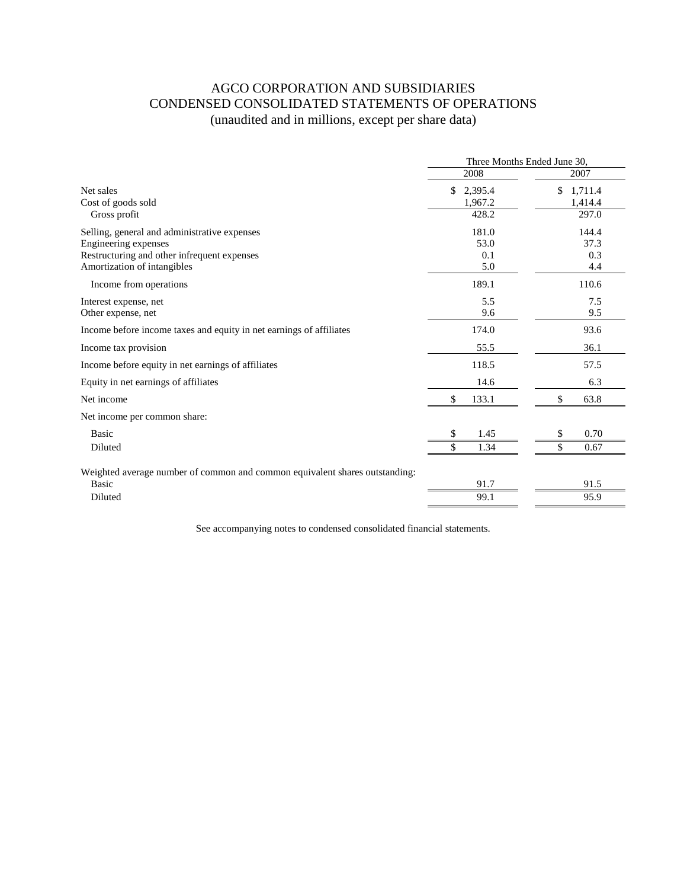# AGCO CORPORATION AND SUBSIDIARIES
## CONDENSED CONSOLIDATED STATEMENTS OF OPERATIONS
### (unaudited and in millions, except per share data)

| | Three Months Ended June 30, | |
|---|---|---|
| | 2008 | 2007 |
| Net sales | $ 2,395.4 | $ 1,711.4 |
| Cost of goods sold | 1,967.2 | 1,414.4 |
| Gross profit | 428.2 | 297.0 |
| Selling, general and administrative expenses | 181.0 | 144.4 |
| Engineering expenses | 53.0 | 37.3 |
| Restructuring and other infrequent expenses | 0.1 | 0.3 |
| Amortization of intangibles | 5.0 | 4.4 |
| Income from operations | 189.1 | 110.6 |
| Interest expense, net | 5.5 | 7.5 |
| Other expense, net | 9.6 | 9.5 |
| Income before income taxes and equity in net earnings of affiliates | 174.0 | 93.6 |
| Income tax provision | 55.5 | 36.1 |
| Income before equity in net earnings of affiliates | 118.5 | 57.5 |
| Equity in net earnings of affiliates | 14.6 | 6.3 |
| Net income | $ 133.1 | $ 63.8 |
| Net income per common share: | | |
| Basic | $ 1.45 | $ 0.70 |
| Diluted | $ 1.34 | $ 0.67 |
| Weighted average number of common and common equivalent shares outstanding: | | |
| Basic | 91.7 | 91.5 |
| Diluted | 99.1 | 95.9 |

See accompanying notes to condensed consolidated financial statements.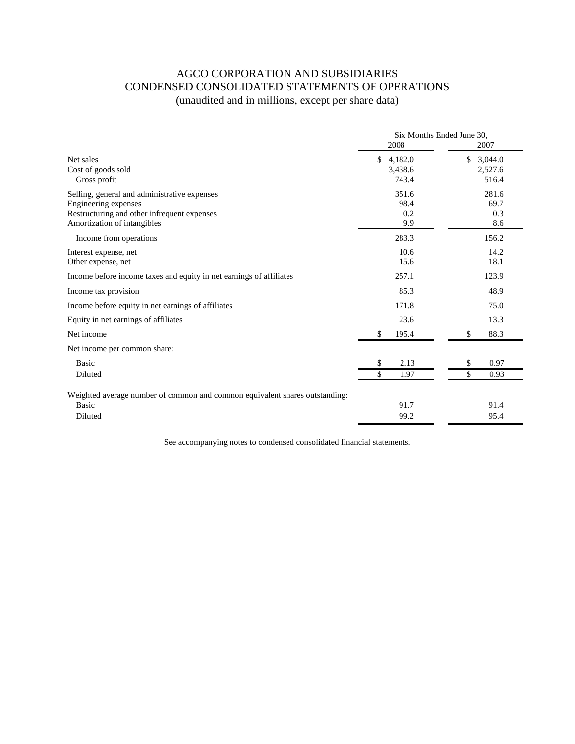# AGCO CORPORATION AND SUBSIDIARIES
## CONDENSED CONSOLIDATED STATEMENTS OF OPERATIONS
### (unaudited and in millions, except per share data)

| | Six Months Ended June 30, | |
|---|---|---|
| | 2008 | 2007 |
| Net sales | $ 4,182.0 | $ 3,044.0 |
| Cost of goods sold | 3,438.6 | 2,527.6 |
| Gross profit | 743.4 | 516.4 |
| Selling, general and administrative expenses | 351.6 | 281.6 |
| Engineering expenses | 98.4 | 69.7 |
| Restructuring and other infrequent expenses | 0.2 | 0.3 |
| Amortization of intangibles | 9.9 | 8.6 |
| Income from operations | 283.3 | 156.2 |
| Interest expense, net | 10.6 | 14.2 |
| Other expense, net | 15.6 | 18.1 |
| Income before income taxes and equity in net earnings of affiliates | 257.1 | 123.9 |
| Income tax provision | 85.3 | 48.9 |
| Income before equity in net earnings of affiliates | 171.8 | 75.0 |
| Equity in net earnings of affiliates | 23.6 | 13.3 |
| Net income | $ 195.4 | $ 88.3 |
| Net income per common share: | | |
| Basic | $ 2.13 | $ 0.97 |
| Diluted | $ 1.97 | $ 0.93 |
| Weighted average number of common and common equivalent shares outstanding: | | |
| Basic | 91.7 | 91.4 |
| Diluted | 99.2 | 95.4 |

See accompanying notes to condensed consolidated financial statements.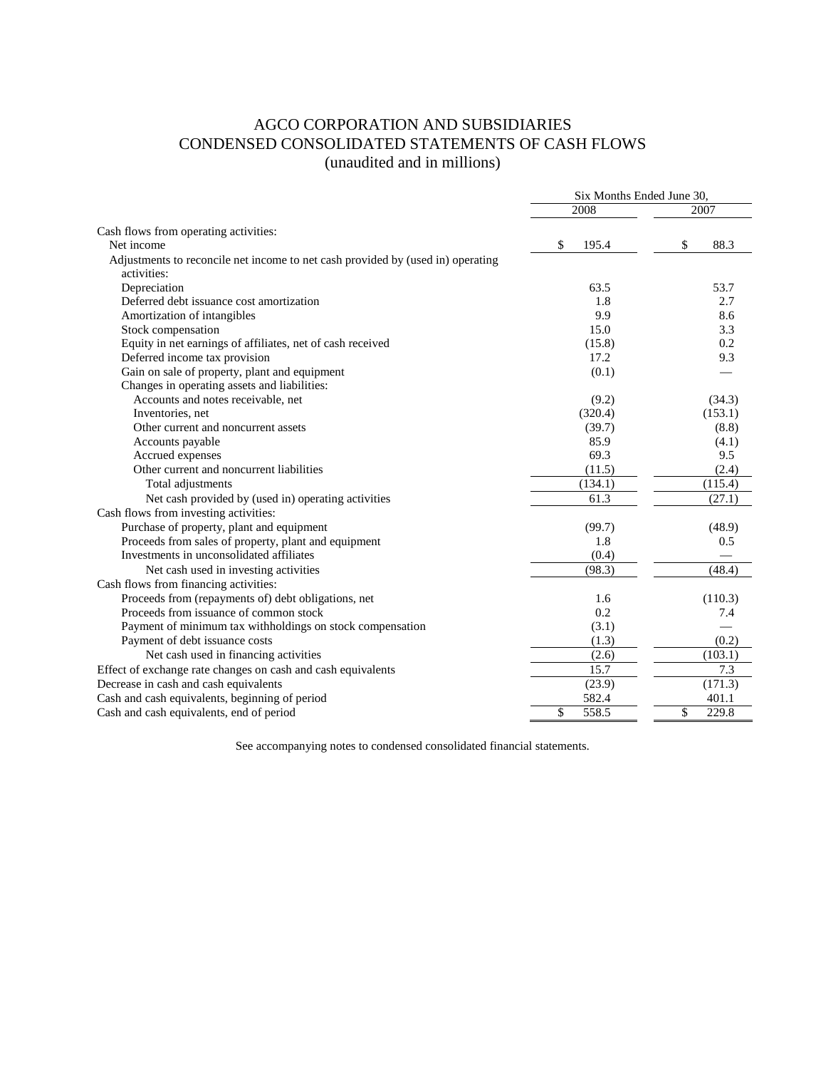# AGCO CORPORATION AND SUBSIDIARIES
## CONDENSED CONSOLIDATED STATEMENTS OF CASH FLOWS
### (unaudited and in millions)

| | Six Months Ended June 30, | |
|---|---|---|
| | 2008 | 2007 |
| Cash flows from operating activities: | | |
| Net income | $ 195.4 | $ 88.3 |
| Adjustments to reconcile net income to net cash provided by (used in) operating activities: | | |
| Depreciation | 63.5 | 53.7 |
| Deferred debt issuance cost amortization | 1.8 | 2.7 |
| Amortization of intangibles | 9.9 | 8.6 |
| Stock compensation | 15.0 | 3.3 |
| Equity in net earnings of affiliates, net of cash received | (15.8) | 0.2 |
| Deferred income tax provision | 17.2 | 9.3 |
| Gain on sale of property, plant and equipment | (0.1) | — |
| Changes in operating assets and liabilities: | | |
| Accounts and notes receivable, net | (9.2) | (34.3) |
| Inventories, net | (320.4) | (153.1) |
| Other current and noncurrent assets | (39.7) | (8.8) |
| Accounts payable | 85.9 | (4.1) |
| Accrued expenses | 69.3 | 9.5 |
| Other current and noncurrent liabilities | (11.5) | (2.4) |
| Total adjustments | (134.1) | (115.4) |
| Net cash provided by (used in) operating activities | 61.3 | (27.1) |
| Cash flows from investing activities: | | |
| Purchase of property, plant and equipment | (99.7) | (48.9) |
| Proceeds from sales of property, plant and equipment | 1.8 | 0.5 |
| Investments in unconsolidated affiliates | (0.4) | — |
| Net cash used in investing activities | (98.3) | (48.4) |
| Cash flows from financing activities: | | |
| Proceeds from (repayments of) debt obligations, net | 1.6 | (110.3) |
| Proceeds from issuance of common stock | 0.2 | 7.4 |
| Payment of minimum tax withholdings on stock compensation | (3.1) | — |
| Payment of debt issuance costs | (1.3) | (0.2) |
| Net cash used in financing activities | (2.6) | (103.1) |
| Effect of exchange rate changes on cash and cash equivalents | 15.7 | 7.3 |
| Decrease in cash and cash equivalents | (23.9) | (171.3) |
| Cash and cash equivalents, beginning of period | 582.4 | 401.1 |
| Cash and cash equivalents, end of period | $ 558.5 | $ 229.8 |

See accompanying notes to condensed consolidated financial statements.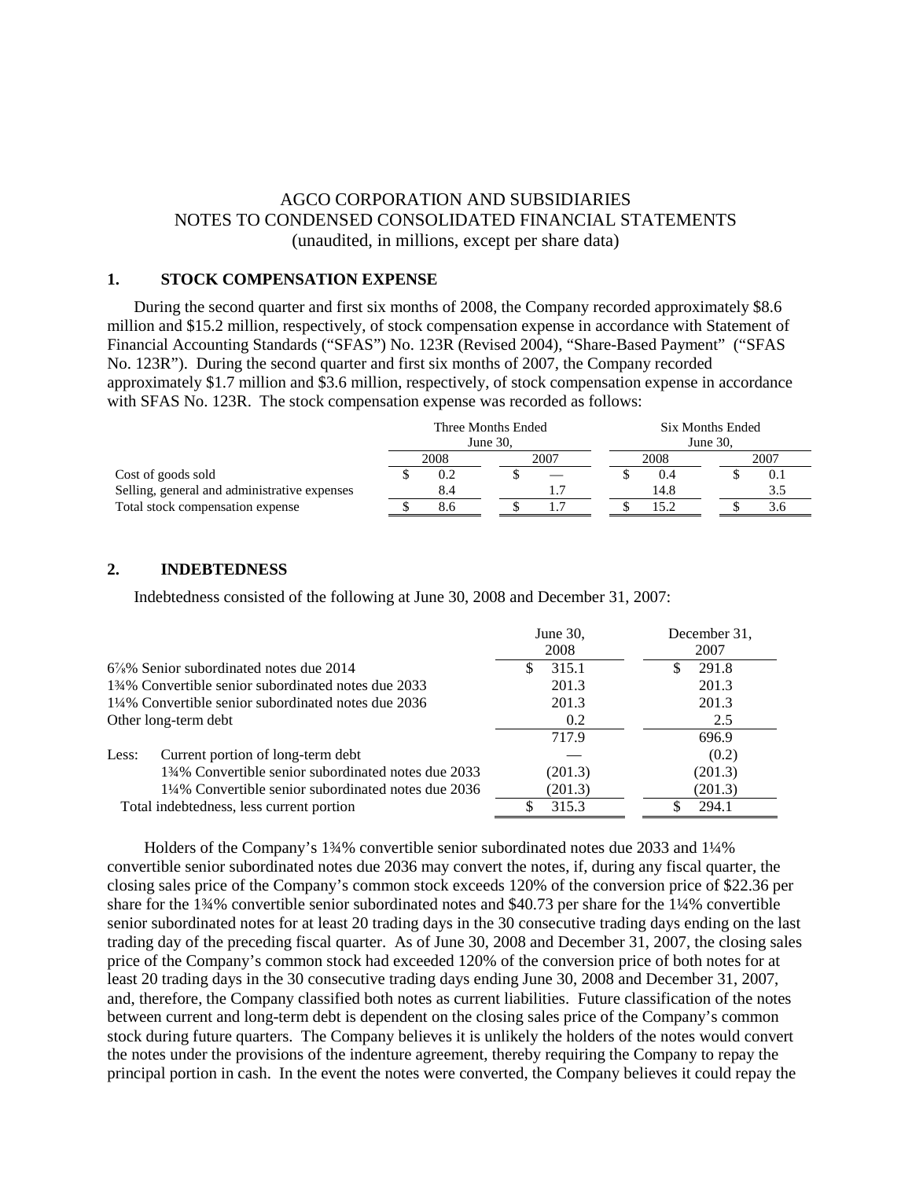AGCO CORPORATION AND SUBSIDIARIES
NOTES TO CONDENSED CONSOLIDATED FINANCIAL STATEMENTS
(unaudited, in millions, except per share data)

## 1. STOCK COMPENSATION EXPENSE

During the second quarter and first six months of 2008, the Company recorded approximately $8.6 million and $15.2 million, respectively, of stock compensation expense in accordance with Statement of Financial Accounting Standards ("SFAS") No. 123R (Revised 2004), "Share-Based Payment" ("SFAS No. 123R"). During the second quarter and first six months of 2007, the Company recorded approximately $1.7 million and $3.6 million, respectively, of stock compensation expense in accordance with SFAS No. 123R. The stock compensation expense was recorded as follows:

| | Three Months Ended June 30, | | Six Months Ended June 30, | |
|---|---|---|---|---|
| | 2008 | 2007 | 2008 | 2007 |
| Cost of goods sold | $ 0.2 | $ — | $ 0.4 | $ 0.1 |
| Selling, general and administrative expenses | 8.4 | 1.7 | 14.8 | 3.5 |
| Total stock compensation expense | $ 8.6 | $ 1.7 | $ 15.2 | $ 3.6 |

## 2. INDEBTEDNESS

Indebtedness consisted of the following at June 30, 2008 and December 31, 2007:

| | June 30, 2008 | December 31, 2007 |
|---|---|---|
| 6⅞% Senior subordinated notes due 2014 | $ 315.1 | $ 291.8 |
| 1¾% Convertible senior subordinated notes due 2033 | 201.3 | 201.3 |
| 1¼% Convertible senior subordinated notes due 2036 | 201.3 | 201.3 |
| Other long-term debt | 0.2 | 2.5 |
| | 717.9 | 696.9 |
| Less: Current portion of long-term debt | — | (0.2) |
| 1¾% Convertible senior subordinated notes due 2033 | (201.3) | (201.3) |
| 1¼% Convertible senior subordinated notes due 2036 | (201.3) | (201.3) |
| Total indebtedness, less current portion | $ 315.3 | $ 294.1 |

Holders of the Company's 1¾% convertible senior subordinated notes due 2033 and 1¼% convertible senior subordinated notes due 2036 may convert the notes, if, during any fiscal quarter, the closing sales price of the Company's common stock exceeds 120% of the conversion price of $22.36 per share for the 1¾% convertible senior subordinated notes and $40.73 per share for the 1¼% convertible senior subordinated notes for at least 20 trading days in the 30 consecutive trading days ending on the last trading day of the preceding fiscal quarter. As of June 30, 2008 and December 31, 2007, the closing sales price of the Company's common stock had exceeded 120% of the conversion price of both notes for at least 20 trading days in the 30 consecutive trading days ending June 30, 2008 and December 31, 2007, and, therefore, the Company classified both notes as current liabilities. Future classification of the notes between current and long-term debt is dependent on the closing sales price of the Company's common stock during future quarters. The Company believes it is unlikely the holders of the notes would convert the notes under the provisions of the indenture agreement, thereby requiring the Company to repay the principal portion in cash. In the event the notes were converted, the Company believes it could repay the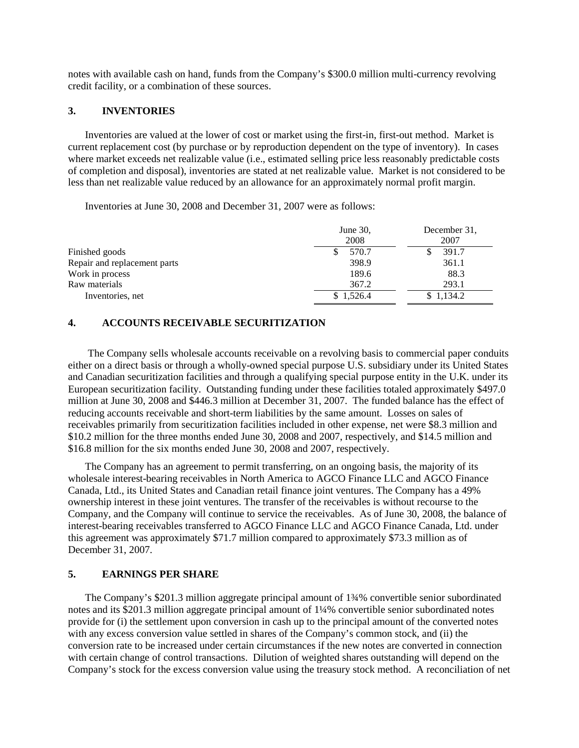notes with available cash on hand, funds from the Company's $300.0 million multi-currency revolving credit facility, or a combination of these sources.

### 3. INVENTORIES

Inventories are valued at the lower of cost or market using the first-in, first-out method. Market is current replacement cost (by purchase or by reproduction dependent on the type of inventory). In cases where market exceeds net realizable value (i.e., estimated selling price less reasonably predictable costs of completion and disposal), inventories are stated at net realizable value. Market is not considered to be less than net realizable value reduced by an allowance for an approximately normal profit margin.

Inventories at June 30, 2008 and December 31, 2007 were as follows:

| | June 30, 2008 | December 31, 2007 |
|---|---|---|
| Finished goods | $ 570.7 | $ 391.7 |
| Repair and replacement parts | 398.9 | 361.1 |
| Work in process | 189.6 | 88.3 |
| Raw materials | 367.2 | 293.1 |
| Inventories, net | $ 1,526.4 | $ 1,134.2 |

### 4. ACCOUNTS RECEIVABLE SECURITIZATION

The Company sells wholesale accounts receivable on a revolving basis to commercial paper conduits either on a direct basis or through a wholly-owned special purpose U.S. subsidiary under its United States and Canadian securitization facilities and through a qualifying special purpose entity in the U.K. under its European securitization facility. Outstanding funding under these facilities totaled approximately $497.0 million at June 30, 2008 and $446.3 million at December 31, 2007. The funded balance has the effect of reducing accounts receivable and short-term liabilities by the same amount. Losses on sales of receivables primarily from securitization facilities included in other expense, net were $8.3 million and $10.2 million for the three months ended June 30, 2008 and 2007, respectively, and $14.5 million and $16.8 million for the six months ended June 30, 2008 and 2007, respectively.

The Company has an agreement to permit transferring, on an ongoing basis, the majority of its wholesale interest-bearing receivables in North America to AGCO Finance LLC and AGCO Finance Canada, Ltd., its United States and Canadian retail finance joint ventures. The Company has a 49% ownership interest in these joint ventures. The transfer of the receivables is without recourse to the Company, and the Company will continue to service the receivables. As of June 30, 2008, the balance of interest-bearing receivables transferred to AGCO Finance LLC and AGCO Finance Canada, Ltd. under this agreement was approximately $71.7 million compared to approximately $73.3 million as of December 31, 2007.

### 5. EARNINGS PER SHARE

The Company's $201.3 million aggregate principal amount of 1¾% convertible senior subordinated notes and its $201.3 million aggregate principal amount of 1¼% convertible senior subordinated notes provide for (i) the settlement upon conversion in cash up to the principal amount of the converted notes with any excess conversion value settled in shares of the Company's common stock, and (ii) the conversion rate to be increased under certain circumstances if the new notes are converted in connection with certain change of control transactions. Dilution of weighted shares outstanding will depend on the Company's stock for the excess conversion value using the treasury stock method. A reconciliation of net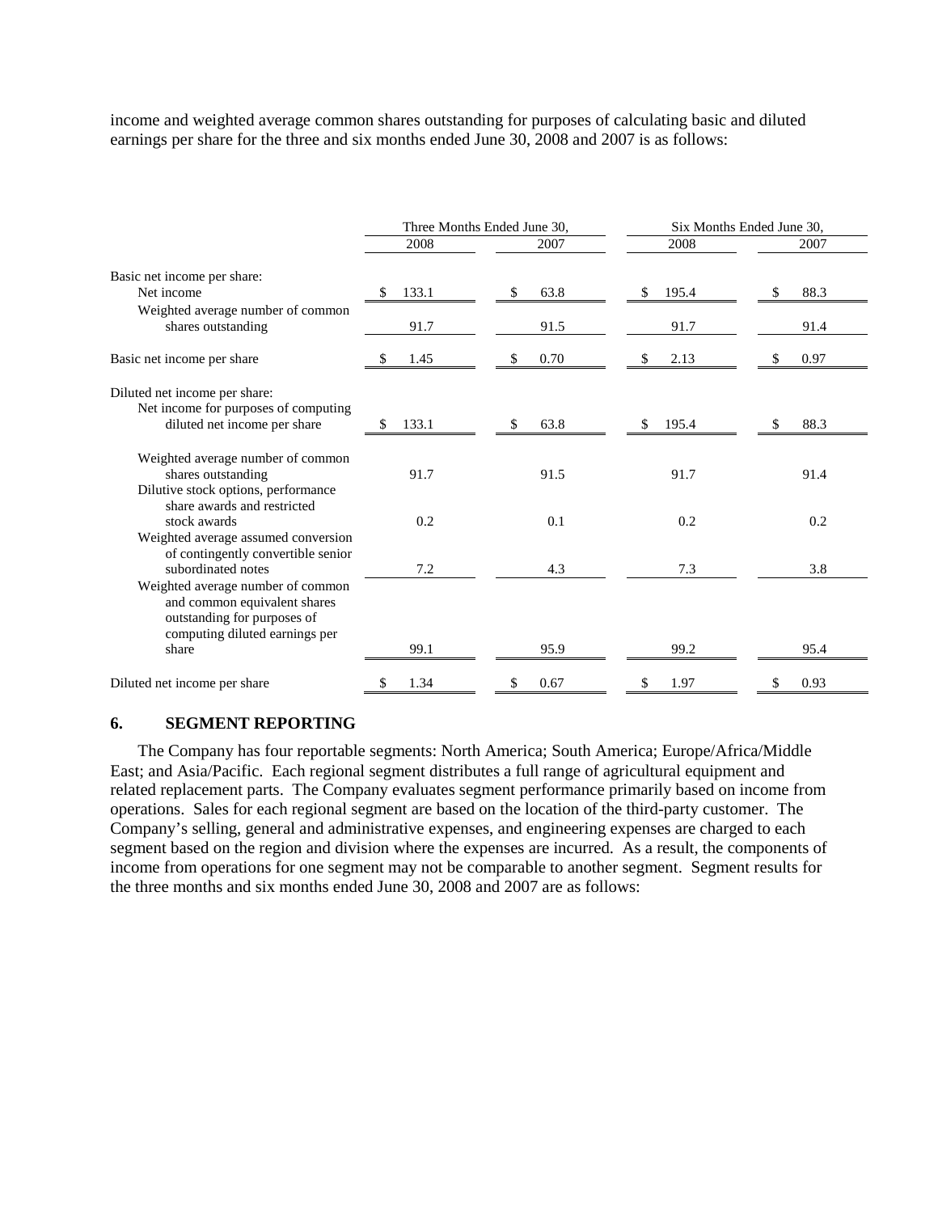income and weighted average common shares outstanding for purposes of calculating basic and diluted earnings per share for the three and six months ended June 30, 2008 and 2007 is as follows:

| | Three Months Ended June 30, | | Six Months Ended June 30, | |
|---|---|---|---|---|
| | 2008 | 2007 | 2008 | 2007 |
| Basic net income per share: | | | | |
| Net income | $ 133.1 | $ 63.8 | $ 195.4 | $ 88.3 |
| Weighted average number of common shares outstanding | 91.7 | 91.5 | 91.7 | 91.4 |
| Basic net income per share | $ 1.45 | $ 0.70 | $ 2.13 | $ 0.97 |
| Diluted net income per share: | | | | |
| Net income for purposes of computing diluted net income per share | $ 133.1 | $ 63.8 | $ 195.4 | $ 88.3 |
| Weighted average number of common shares outstanding | 91.7 | 91.5 | 91.7 | 91.4 |
| Dilutive stock options, performance share awards and restricted stock awards | 0.2 | 0.1 | 0.2 | 0.2 |
| Weighted average assumed conversion of contingently convertible senior subordinated notes | 7.2 | 4.3 | 7.3 | 3.8 |
| Weighted average number of common and common equivalent shares outstanding for purposes of computing diluted earnings per share | 99.1 | 95.9 | 99.2 | 95.4 |
| Diluted net income per share | $ 1.34 | $ 0.67 | $ 1.97 | $ 0.93 |

## 6. SEGMENT REPORTING

The Company has four reportable segments: North America; South America; Europe/Africa/Middle East; and Asia/Pacific. Each regional segment distributes a full range of agricultural equipment and related replacement parts. The Company evaluates segment performance primarily based on income from operations. Sales for each regional segment are based on the location of the third-party customer. The Company's selling, general and administrative expenses, and engineering expenses are charged to each segment based on the region and division where the expenses are incurred. As a result, the components of income from operations for one segment may not be comparable to another segment. Segment results for the three months and six months ended June 30, 2008 and 2007 are as follows: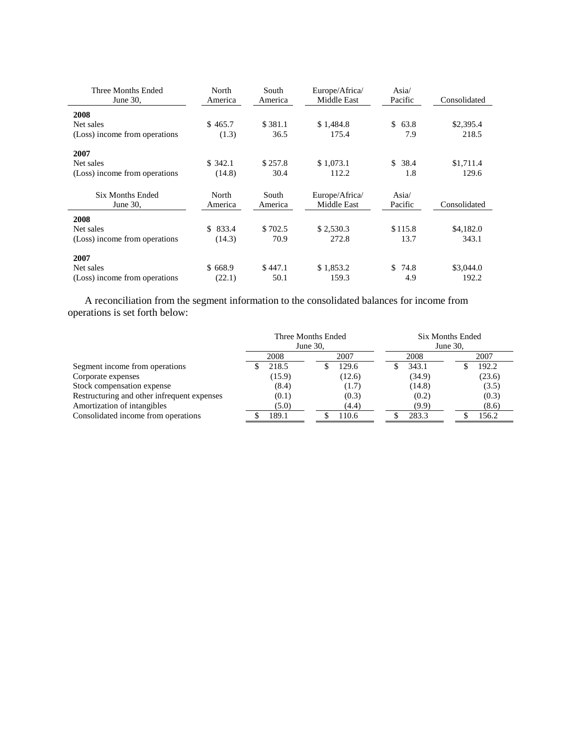| Three Months Ended June 30, | North America | South America | Europe/Africa/ Middle East | Asia/ Pacific | Consolidated |
|---|---|---|---|---|---|
| **2008** | | | | | |
| Net sales | $ 465.7 | $ 381.1 | $ 1,484.8 | $ 63.8 | $2,395.4 |
| (Loss) income from operations | (1.3) | 36.5 | 175.4 | 7.9 | 218.5 |
| **2007** | | | | | |
| Net sales | $ 342.1 | $ 257.8 | $ 1,073.1 | $ 38.4 | $1,711.4 |
| (Loss) income from operations | (14.8) | 30.4 | 112.2 | 1.8 | 129.6 |

| Six Months Ended June 30, | North America | South America | Europe/Africa/ Middle East | Asia/ Pacific | Consolidated |
|---|---|---|---|---|---|
| **2008** | | | | | |
| Net sales | $ 833.4 | $ 702.5 | $ 2,530.3 | $ 115.8 | $4,182.0 |
| (Loss) income from operations | (14.3) | 70.9 | 272.8 | 13.7 | 343.1 |
| **2007** | | | | | |
| Net sales | $ 668.9 | $ 447.1 | $ 1,853.2 | $ 74.8 | $3,044.0 |
| (Loss) income from operations | (22.1) | 50.1 | 159.3 | 4.9 | 192.2 |

A reconciliation from the segment information to the consolidated balances for income from operations is set forth below:

| | Three Months Ended June 30, | | Six Months Ended June 30, | |
|---|---|---|---|---|
| | 2008 | 2007 | 2008 | 2007 |
| Segment income from operations | $ 218.5 | $ 129.6 | $ 343.1 | $ 192.2 |
| Corporate expenses | (15.9) | (12.6) | (34.9) | (23.6) |
| Stock compensation expense | (8.4) | (1.7) | (14.8) | (3.5) |
| Restructuring and other infrequent expenses | (0.1) | (0.3) | (0.2) | (0.3) |
| Amortization of intangibles | (5.0) | (4.4) | (9.9) | (8.6) |
| Consolidated income from operations | $ 189.1 | $ 110.6 | $ 283.3 | $ 156.2 |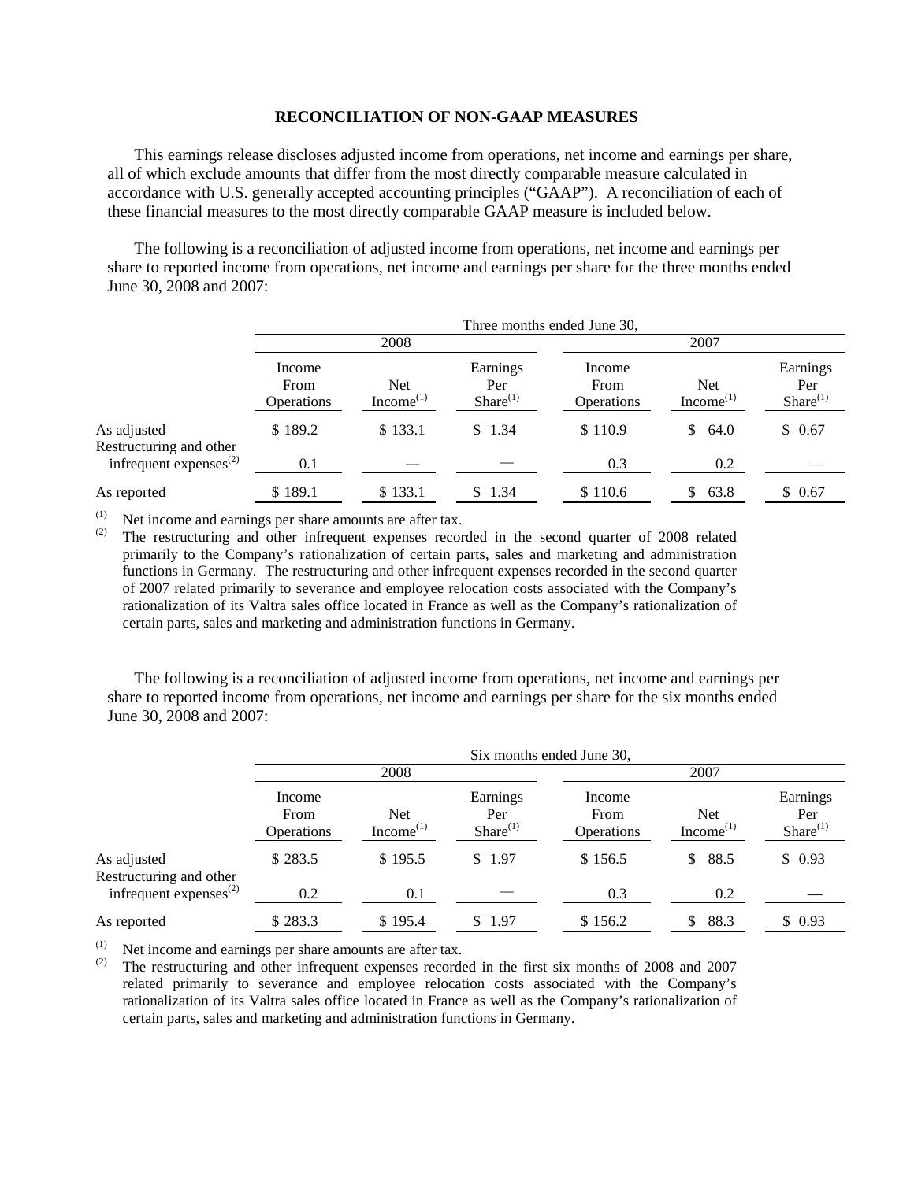**RECONCILIATION OF NON-GAAP MEASURES**

This earnings release discloses adjusted income from operations, net income and earnings per share, all of which exclude amounts that differ from the most directly comparable measure calculated in accordance with U.S. generally accepted accounting principles ("GAAP"). A reconciliation of each of these financial measures to the most directly comparable GAAP measure is included below.

The following is a reconciliation of adjusted income from operations, net income and earnings per share to reported income from operations, net income and earnings per share for the three months ended June 30, 2008 and 2007:

| | Three months ended June 30, | | | | | |
|---|---|---|---|---|---|---|
| | 2008 | | | 2007 | | |
| | Income From Operations | Net Income(1) | Earnings Per Share(1) | Income From Operations | Net Income(1) | Earnings Per Share(1) |
| As adjusted | $ 189.2 | $ 133.1 | $ 1.34 | $ 110.9 | $ 64.0 | $ 0.67 |
| Restructuring and other infrequent expenses(2) | 0.1 | — | — | 0.3 | 0.2 | — |
| As reported | $ 189.1 | $ 133.1 | $ 1.34 | $ 110.6 | $ 63.8 | $ 0.67 |

(1) Net income and earnings per share amounts are after tax.

(2) The restructuring and other infrequent expenses recorded in the second quarter of 2008 related primarily to the Company's rationalization of certain parts, sales and marketing and administration functions in Germany. The restructuring and other infrequent expenses recorded in the second quarter of 2007 related primarily to severance and employee relocation costs associated with the Company's rationalization of its Valtra sales office located in France as well as the Company's rationalization of certain parts, sales and marketing and administration functions in Germany.

The following is a reconciliation of adjusted income from operations, net income and earnings per share to reported income from operations, net income and earnings per share for the six months ended June 30, 2008 and 2007:

| | Six months ended June 30, | | | | | |
|---|---|---|---|---|---|---|
| | 2008 | | | 2007 | | |
| | Income From Operations | Net Income(1) | Earnings Per Share(1) | Income From Operations | Net Income(1) | Earnings Per Share(1) |
| As adjusted | $ 283.5 | $ 195.5 | $ 1.97 | $ 156.5 | $ 88.5 | $ 0.93 |
| Restructuring and other infrequent expenses(2) | 0.2 | 0.1 | — | 0.3 | 0.2 | — |
| As reported | $ 283.3 | $ 195.4 | $ 1.97 | $ 156.2 | $ 88.3 | $ 0.93 |

(1) Net income and earnings per share amounts are after tax.

(2) The restructuring and other infrequent expenses recorded in the first six months of 2008 and 2007 related primarily to severance and employee relocation costs associated with the Company's rationalization of its Valtra sales office located in France as well as the Company's rationalization of certain parts, sales and marketing and administration functions in Germany.